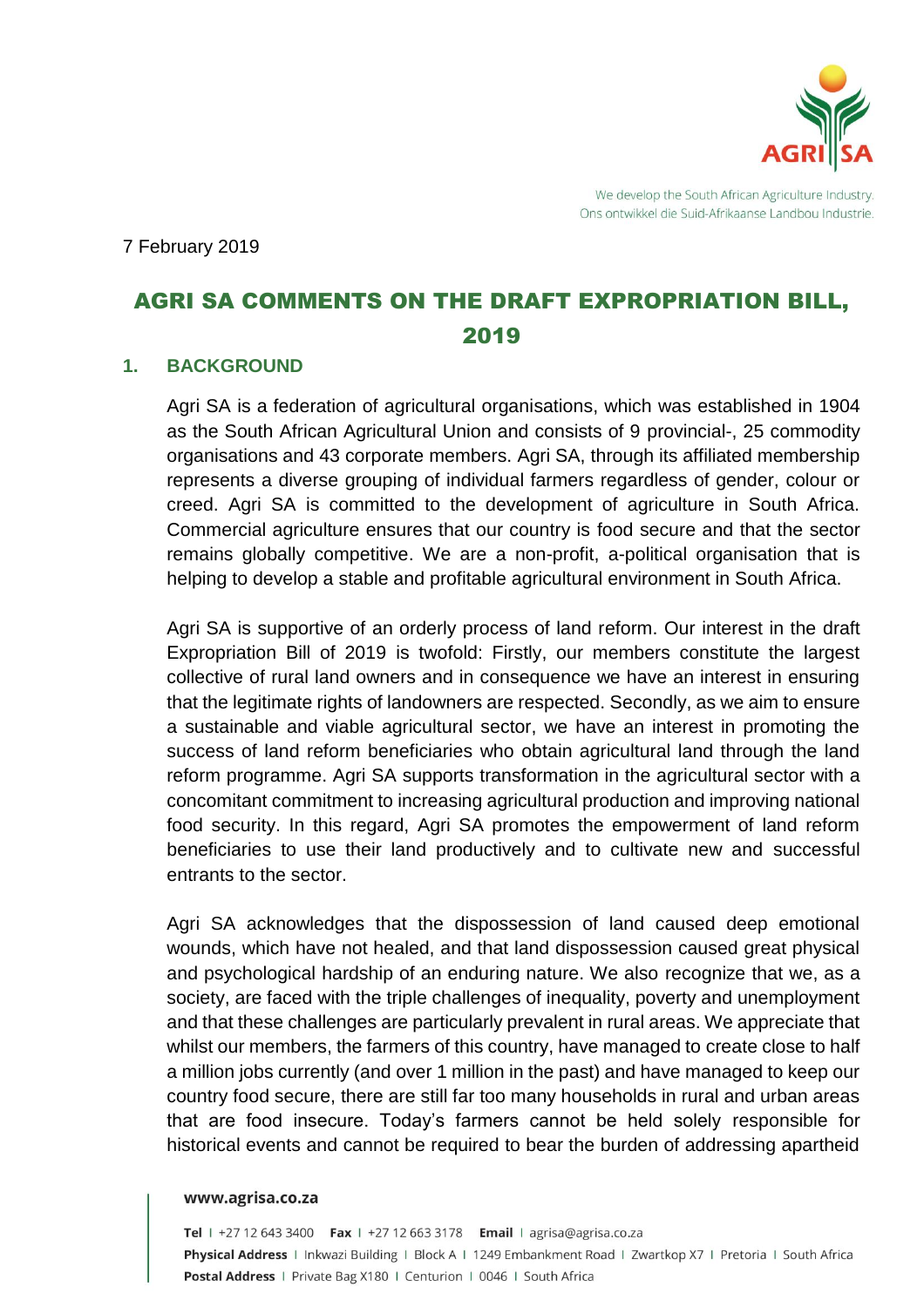7 February 2019

# AGRI SA COMMENTS ON THE DRAFT EXPROPRIATION BILL, 2019

## 1. BACKGROUND

Agri SA is a federation of agricultural organisations, which was established in 1904 as the South African Agricultural Union and consists of 9 provincial-, 25 commodity organisations and 43 corporate members. Agri SA, through its affiliated membership represents a diverse grouping of individual farmers regardless of gender, colour or creed. Agri SA is committed to the development of agriculture in South Africa. Commercial agriculture ensures that our country is food secure and that the sector remains globally competitive. We are a non-profit, a-political organisation that is helping to develop a stable and profitable agricultural environment in South Africa.

Agri SA is supportive of an orderly process of land reform. Our interest in the draft Expropriation Bill of 2019 is twofold: Firstly, our members constitute the largest collective of rural land owners and in consequence we have an interest in ensuring that the legitimate rights of landowners are respected. Secondly, as we aim to ensure a sustainable and viable agricultural sector, we have an interest in promoting the success of land reform beneficiaries who obtain agricultural land through the land reform programme. Agri SA supports transformation in the agricultural sector with a concomitant commitment to increasing agricultural production and improving national food security. In this regard, Agri SA promotes the empowerment of land reform beneficiaries to use their land productively and to cultivate new and successful entrants to the sector.

Agri SA acknowledges that the dispossession of land caused deep emotional wounds, which have not healed, and that land dispossession caused great physical and psychological hardship of an enduring nature. We also recognize that we, as a society, are faced with the triple challenges of inequality, poverty and unemployment and that these challenges are particularly prevalent in rural areas. We appreciate that whilst our members, the farmers of this country, have managed to create close to half a million jobs currently (and over 1 million in the past) and have managed to keep our country food secure, there are still far too many households in rural and urban areas that are food insecure. Today's farmers cannot be held solely responsible for historical events and cannot be required to bear the burden of addressing apartheid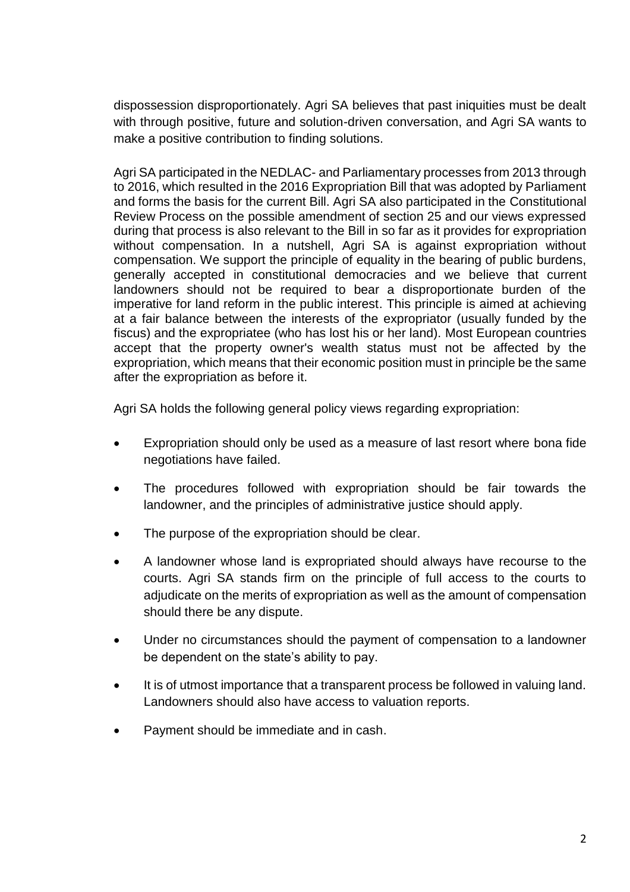dispossession disproportionately. Agri SA believes that past iniquities must be dealt with through positive, future and solution-driven conversation, and Agri SA wants to make a positive contribution to finding solutions.

Agri SA participated in the NEDLAC- and Parliamentary processes from 2013 through to 2016, which resulted in the 2016 Expropriation Bill that was adopted by Parliament and forms the basis for the current Bill. Agri SA also participated in the Constitutional Review Process on the possible amendment of section 25 and our views expressed during that process is also relevant to the Bill in so far as it provides for expropriation without compensation. In a nutshell, Agri SA is against expropriation without compensation. We support the principle of equality in the bearing of public burdens, generally accepted in constitutional democracies and we believe that current landowners should not be required to bear a disproportionate burden of the imperative for land reform in the public interest. This principle is aimed at achieving at a fair balance between the interests of the expropriator (usually funded by the fiscus) and the expropriatee (who has lost his or her land). Most European countries accept that the property owner's wealth status must not be affected by the expropriation, which means that their economic position must in principle be the same after the expropriation as before it.

Agri SA holds the following general policy views regarding expropriation:

- Expropriation should only be used as a measure of last resort where bona fide negotiations have failed.
- The procedures followed with expropriation should be fair towards the landowner, and the principles of administrative justice should apply.
- The purpose of the expropriation should be clear.
- A landowner whose land is expropriated should always have recourse to the courts. Agri SA stands firm on the principle of full access to the courts to adjudicate on the merits of expropriation as well as the amount of compensation should there be any dispute.
- Under no circumstances should the payment of compensation to a landowner be dependent on the state's ability to pay.
- It is of utmost importance that a transparent process be followed in valuing land. Landowners should also have access to valuation reports.
- Payment should be immediate and in cash.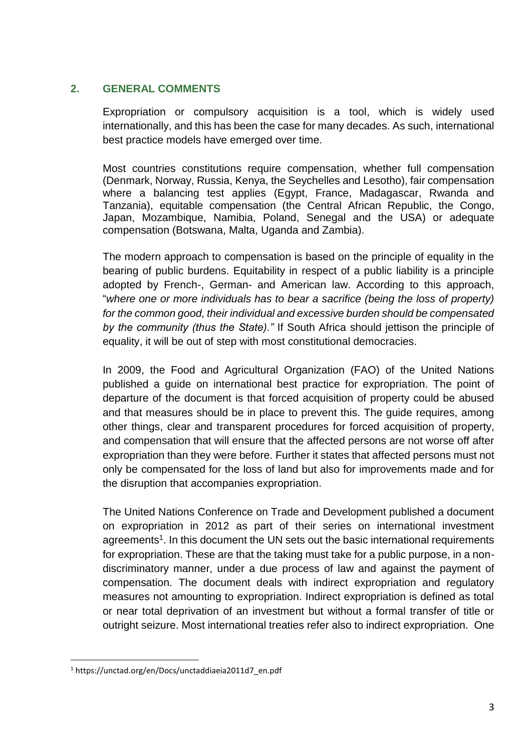## 2. GENERAL COMMENTS

Expropriation or compulsory acquisition is a tool, which is widely used internationally, and this has been the case for many decades. As such, international best practice models have emerged over time.

Most countries constitutions require compensation, whether full compensation (Denmark, Norway, Russia, Kenya, the Seychelles and Lesotho), fair compensation where a balancing test applies (Egypt, France, Madagascar, Rwanda and Tanzania), equitable compensation (the Central African Republic, the Congo, Japan, Mozambique, Namibia, Poland, Senegal and the USA) or adequate compensation (Botswana, Malta, Uganda and Zambia).

The modern approach to compensation is based on the principle of equality in the bearing of public burdens. Equitability in respect of a public liability is a principle adopted by French-, German- and American law. According to this approach, "*where one or more individuals has to bear a sacrifice (being the loss of property) for the common good, their individual and excessive burden should be compensated by the community (thus the State).*" If South Africa should jettison the principle of equality, it will be out of step with most constitutional democracies.

In 2009, the Food and Agricultural Organization (FAO) of the United Nations published a guide on international best practice for expropriation. The point of departure of the document is that forced acquisition of property could be abused and that measures should be in place to prevent this. The guide requires, among other things, clear and transparent procedures for forced acquisition of property, and compensation that will ensure that the affected persons are not worse off after expropriation than they were before. Further it states that affected persons must not only be compensated for the loss of land but also for improvements made and for the disruption that accompanies expropriation.

The United Nations Conference on Trade and Development published a document on expropriation in 2012 as part of their series on international investment agreements[1]. In this document the UN sets out the basic international requirements for expropriation. These are that the taking must take for a public purpose, in a non-discriminatory manner, under a due process of law and against the payment of compensation. The document deals with indirect expropriation and regulatory measures not amounting to expropriation. Indirect expropriation is defined as total or near total deprivation of an investment but without a formal transfer of title or outright seizure. Most international treaties refer also to indirect expropriation. One

[1] https://unctad.org/en/Docs/unctaddiaeia2011d7_en.pdf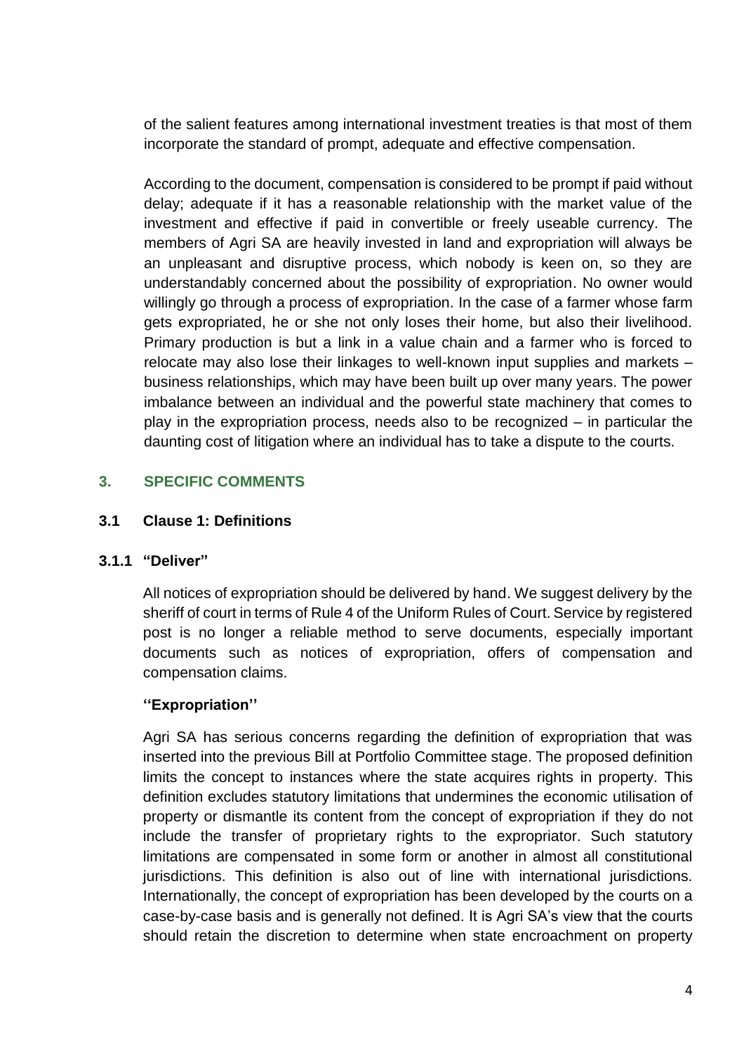of the salient features among international investment treaties is that most of them incorporate the standard of prompt, adequate and effective compensation.

According to the document, compensation is considered to be prompt if paid without delay; adequate if it has a reasonable relationship with the market value of the investment and effective if paid in convertible or freely useable currency. The members of Agri SA are heavily invested in land and expropriation will always be an unpleasant and disruptive process, which nobody is keen on, so they are understandably concerned about the possibility of expropriation. No owner would willingly go through a process of expropriation. In the case of a farmer whose farm gets expropriated, he or she not only loses their home, but also their livelihood. Primary production is but a link in a value chain and a farmer who is forced to relocate may also lose their linkages to well-known input supplies and markets – business relationships, which may have been built up over many years. The power imbalance between an individual and the powerful state machinery that comes to play in the expropriation process, needs also to be recognized – in particular the daunting cost of litigation where an individual has to take a dispute to the courts.

## 3. SPECIFIC COMMENTS

### 3.1 Clause 1: Definitions

#### 3.1.1 "Deliver"

All notices of expropriation should be delivered by hand. We suggest delivery by the sheriff of court in terms of Rule 4 of the Uniform Rules of Court. Service by registered post is no longer a reliable method to serve documents, especially important documents such as notices of expropriation, offers of compensation and compensation claims.

**''Expropriation''**

Agri SA has serious concerns regarding the definition of expropriation that was inserted into the previous Bill at Portfolio Committee stage. The proposed definition limits the concept to instances where the state acquires rights in property. This definition excludes statutory limitations that undermines the economic utilisation of property or dismantle its content from the concept of expropriation if they do not include the transfer of proprietary rights to the expropriator. Such statutory limitations are compensated in some form or another in almost all constitutional jurisdictions. This definition is also out of line with international jurisdictions. Internationally, the concept of expropriation has been developed by the courts on a case-by-case basis and is generally not defined. It is Agri SA's view that the courts should retain the discretion to determine when state encroachment on property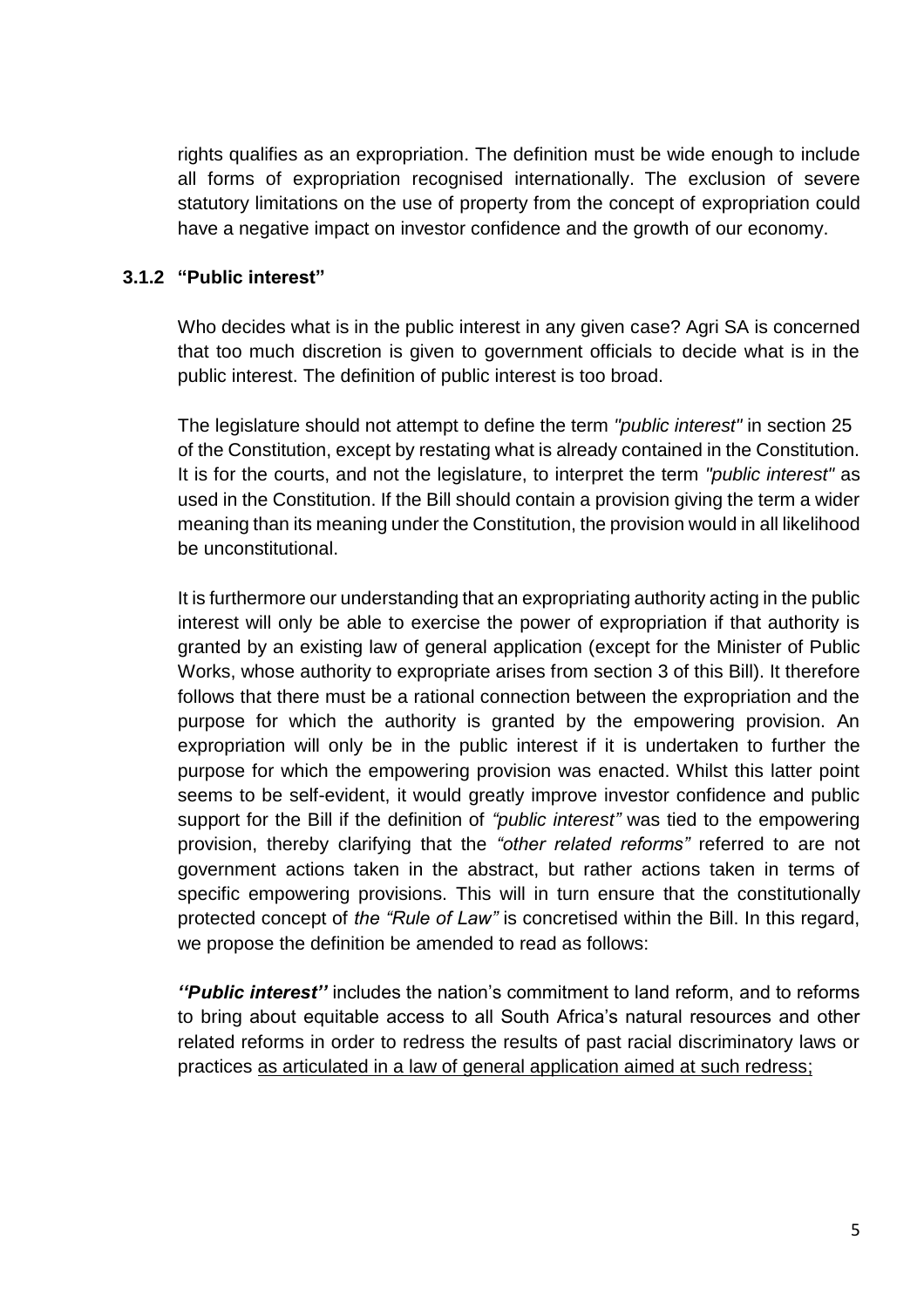rights qualifies as an expropriation. The definition must be wide enough to include all forms of expropriation recognised internationally. The exclusion of severe statutory limitations on the use of property from the concept of expropriation could have a negative impact on investor confidence and the growth of our economy.

### 3.1.2 "Public interest"

Who decides what is in the public interest in any given case? Agri SA is concerned that too much discretion is given to government officials to decide what is in the public interest. The definition of public interest is too broad.

The legislature should not attempt to define the term *"public interest"* in section 25 of the Constitution, except by restating what is already contained in the Constitution. It is for the courts, and not the legislature, to interpret the term *"public interest"* as used in the Constitution. If the Bill should contain a provision giving the term a wider meaning than its meaning under the Constitution, the provision would in all likelihood be unconstitutional.

It is furthermore our understanding that an expropriating authority acting in the public interest will only be able to exercise the power of expropriation if that authority is granted by an existing law of general application (except for the Minister of Public Works, whose authority to expropriate arises from section 3 of this Bill). It therefore follows that there must be a rational connection between the expropriation and the purpose for which the authority is granted by the empowering provision. An expropriation will only be in the public interest if it is undertaken to further the purpose for which the empowering provision was enacted. Whilst this latter point seems to be self-evident, it would greatly improve investor confidence and public support for the Bill if the definition of *"public interest"* was tied to the empowering provision, thereby clarifying that the *"other related reforms"* referred to are not government actions taken in the abstract, but rather actions taken in terms of specific empowering provisions. This will in turn ensure that the constitutionally protected concept of *the "Rule of Law"* is concretised within the Bill. In this regard, we propose the definition be amended to read as follows:

***''Public interest''*** includes the nation's commitment to land reform, and to reforms to bring about equitable access to all South Africa's natural resources and other related reforms in order to redress the results of past racial discriminatory laws or practices <u>as articulated in a law of general application aimed at such redress;</u>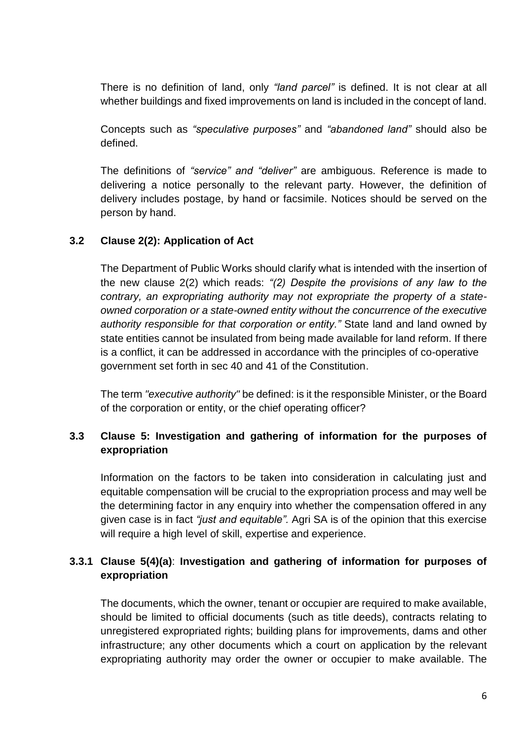There is no definition of land, only *"land parcel"* is defined. It is not clear at all whether buildings and fixed improvements on land is included in the concept of land.

Concepts such as *"speculative purposes"* and *"abandoned land"* should also be defined.

The definitions of *"service" and "deliver"* are ambiguous. Reference is made to delivering a notice personally to the relevant party. However, the definition of delivery includes postage, by hand or facsimile. Notices should be served on the person by hand.

### 3.2 Clause 2(2): Application of Act

The Department of Public Works should clarify what is intended with the insertion of the new clause 2(2) which reads: *"(2) Despite the provisions of any law to the contrary, an expropriating authority may not expropriate the property of a state-owned corporation or a state-owned entity without the concurrence of the executive authority responsible for that corporation or entity."* State land and land owned by state entities cannot be insulated from being made available for land reform. If there is a conflict, it can be addressed in accordance with the principles of co-operative government set forth in sec 40 and 41 of the Constitution.

The term *"executive authority"* be defined: is it the responsible Minister, or the Board of the corporation or entity, or the chief operating officer?

### 3.3 Clause 5: Investigation and gathering of information for the purposes of expropriation

Information on the factors to be taken into consideration in calculating just and equitable compensation will be crucial to the expropriation process and may well be the determining factor in any enquiry into whether the compensation offered in any given case is in fact *"just and equitable".* Agri SA is of the opinion that this exercise will require a high level of skill, expertise and experience.

### 3.3.1 Clause 5(4)(a): Investigation and gathering of information for purposes of expropriation

The documents, which the owner, tenant or occupier are required to make available, should be limited to official documents (such as title deeds), contracts relating to unregistered expropriated rights; building plans for improvements, dams and other infrastructure; any other documents which a court on application by the relevant expropriating authority may order the owner or occupier to make available. The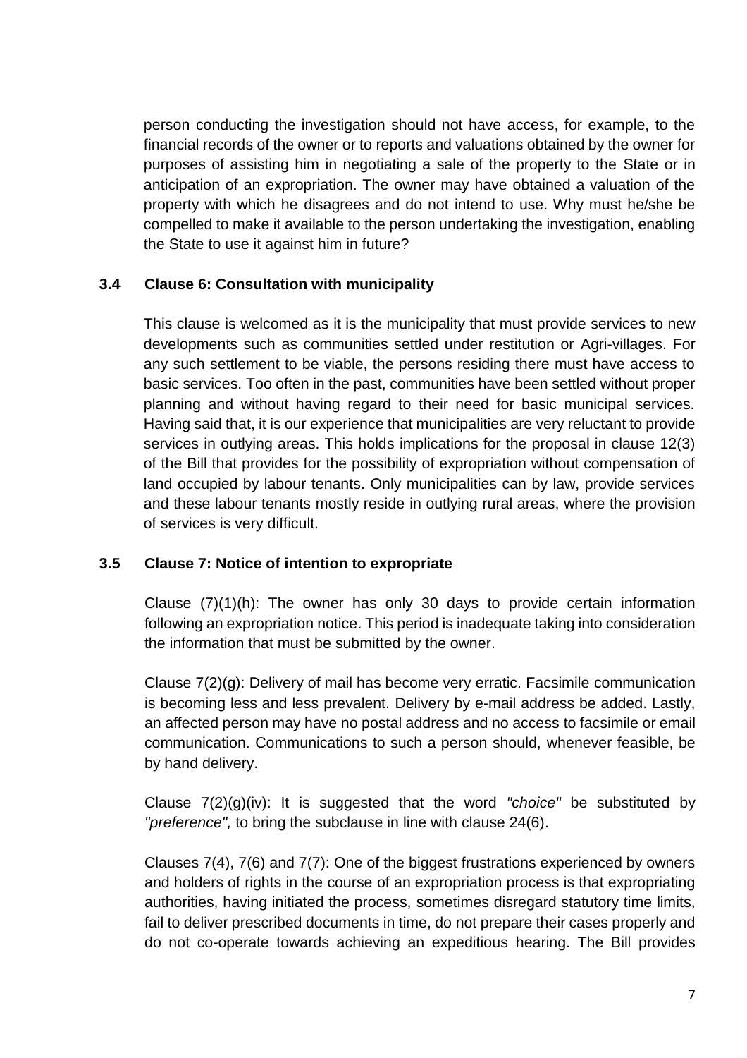person conducting the investigation should not have access, for example, to the financial records of the owner or to reports and valuations obtained by the owner for purposes of assisting him in negotiating a sale of the property to the State or in anticipation of an expropriation. The owner may have obtained a valuation of the property with which he disagrees and do not intend to use. Why must he/she be compelled to make it available to the person undertaking the investigation, enabling the State to use it against him in future?

### 3.4 Clause 6: Consultation with municipality

This clause is welcomed as it is the municipality that must provide services to new developments such as communities settled under restitution or Agri-villages. For any such settlement to be viable, the persons residing there must have access to basic services. Too often in the past, communities have been settled without proper planning and without having regard to their need for basic municipal services. Having said that, it is our experience that municipalities are very reluctant to provide services in outlying areas. This holds implications for the proposal in clause 12(3) of the Bill that provides for the possibility of expropriation without compensation of land occupied by labour tenants. Only municipalities can by law, provide services and these labour tenants mostly reside in outlying rural areas, where the provision of services is very difficult.

### 3.5 Clause 7: Notice of intention to expropriate

Clause (7)(1)(h): The owner has only 30 days to provide certain information following an expropriation notice. This period is inadequate taking into consideration the information that must be submitted by the owner.

Clause 7(2)(g): Delivery of mail has become very erratic. Facsimile communication is becoming less and less prevalent. Delivery by e-mail address be added. Lastly, an affected person may have no postal address and no access to facsimile or email communication. Communications to such a person should, whenever feasible, be by hand delivery.

Clause 7(2)(g)(iv): It is suggested that the word *"choice"* be substituted by *"preference",* to bring the subclause in line with clause 24(6).

Clauses 7(4), 7(6) and 7(7): One of the biggest frustrations experienced by owners and holders of rights in the course of an expropriation process is that expropriating authorities, having initiated the process, sometimes disregard statutory time limits, fail to deliver prescribed documents in time, do not prepare their cases properly and do not co-operate towards achieving an expeditious hearing. The Bill provides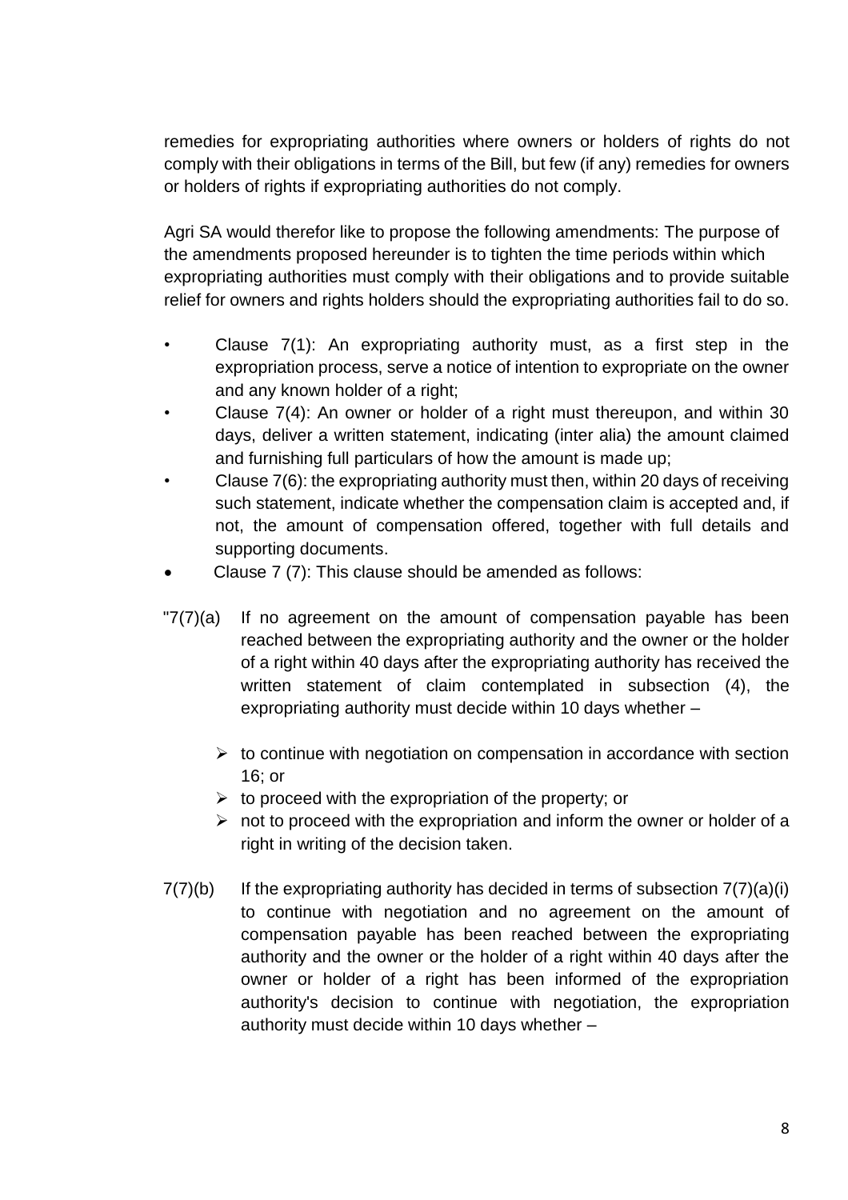remedies for expropriating authorities where owners or holders of rights do not comply with their obligations in terms of the Bill, but few (if any) remedies for owners or holders of rights if expropriating authorities do not comply.

Agri SA would therefor like to propose the following amendments: The purpose of the amendments proposed hereunder is to tighten the time periods within which expropriating authorities must comply with their obligations and to provide suitable relief for owners and rights holders should the expropriating authorities fail to do so.

- Clause 7(1): An expropriating authority must, as a first step in the expropriation process, serve a notice of intention to expropriate on the owner and any known holder of a right;
- Clause 7(4): An owner or holder of a right must thereupon, and within 30 days, deliver a written statement, indicating (inter alia) the amount claimed and furnishing full particulars of how the amount is made up;
- Clause 7(6): the expropriating authority must then, within 20 days of receiving such statement, indicate whether the compensation claim is accepted and, if not, the amount of compensation offered, together with full details and supporting documents.
- Clause 7 (7): This clause should be amended as follows:

"7(7)(a) If no agreement on the amount of compensation payable has been reached between the expropriating authority and the owner or the holder of a right within 40 days after the expropriating authority has received the written statement of claim contemplated in subsection (4), the expropriating authority must decide within 10 days whether –

- to continue with negotiation on compensation in accordance with section 16; or
- to proceed with the expropriation of the property; or
- not to proceed with the expropriation and inform the owner or holder of a right in writing of the decision taken.

7(7)(b) If the expropriating authority has decided in terms of subsection 7(7)(a)(i) to continue with negotiation and no agreement on the amount of compensation payable has been reached between the expropriating authority and the owner or the holder of a right within 40 days after the owner or holder of a right has been informed of the expropriation authority's decision to continue with negotiation, the expropriation authority must decide within 10 days whether –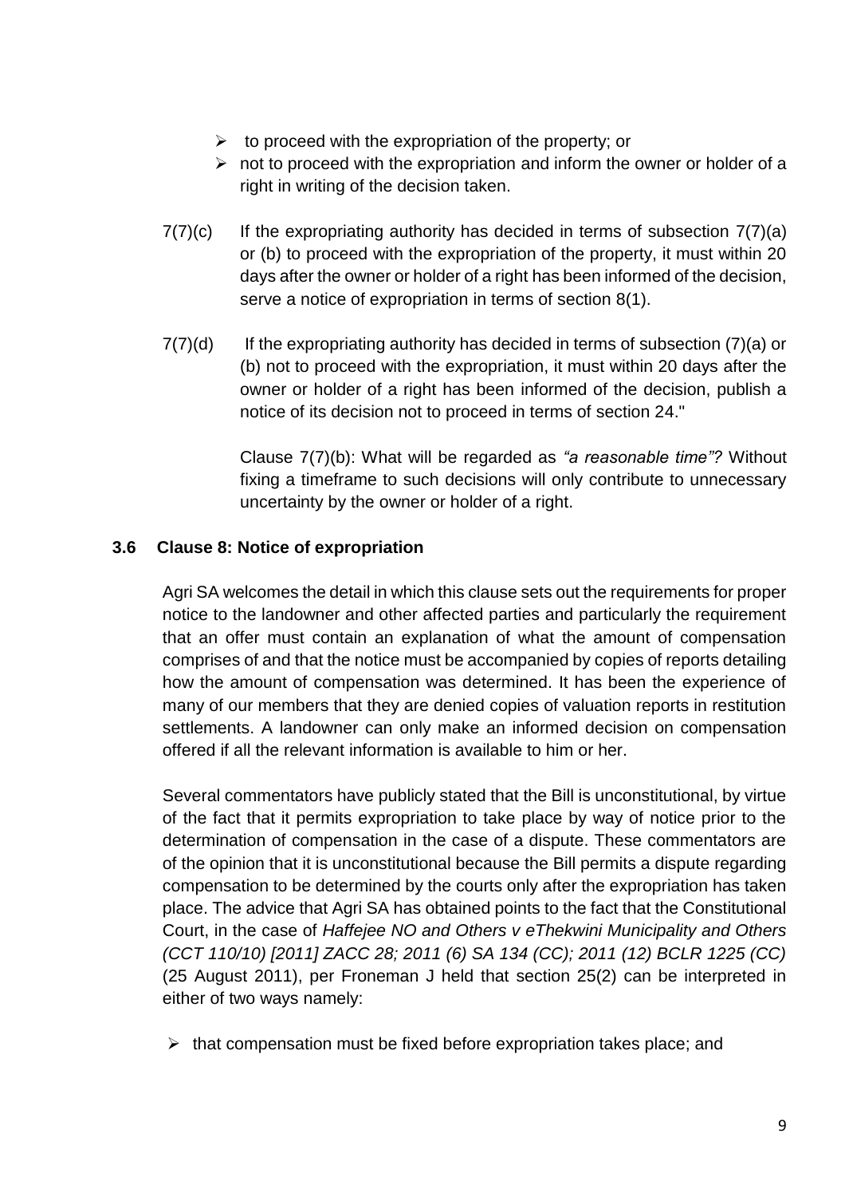- to proceed with the expropriation of the property; or
- not to proceed with the expropriation and inform the owner or holder of a right in writing of the decision taken.

7(7)(c) If the expropriating authority has decided in terms of subsection 7(7)(a) or (b) to proceed with the expropriation of the property, it must within 20 days after the owner or holder of a right has been informed of the decision, serve a notice of expropriation in terms of section 8(1).

7(7)(d) If the expropriating authority has decided in terms of subsection (7)(a) or (b) not to proceed with the expropriation, it must within 20 days after the owner or holder of a right has been informed of the decision, publish a notice of its decision not to proceed in terms of section 24."

Clause 7(7)(b): What will be regarded as *"a reasonable time"?* Without fixing a timeframe to such decisions will only contribute to unnecessary uncertainty by the owner or holder of a right.

### 3.6 Clause 8: Notice of expropriation

Agri SA welcomes the detail in which this clause sets out the requirements for proper notice to the landowner and other affected parties and particularly the requirement that an offer must contain an explanation of what the amount of compensation comprises of and that the notice must be accompanied by copies of reports detailing how the amount of compensation was determined. It has been the experience of many of our members that they are denied copies of valuation reports in restitution settlements. A landowner can only make an informed decision on compensation offered if all the relevant information is available to him or her.

Several commentators have publicly stated that the Bill is unconstitutional, by virtue of the fact that it permits expropriation to take place by way of notice prior to the determination of compensation in the case of a dispute. These commentators are of the opinion that it is unconstitutional because the Bill permits a dispute regarding compensation to be determined by the courts only after the expropriation has taken place. The advice that Agri SA has obtained points to the fact that the Constitutional Court, in the case of *Haffejee NO and Others v eThekwini Municipality and Others (CCT 110/10) [2011] ZACC 28; 2011 (6) SA 134 (CC); 2011 (12) BCLR 1225 (CC)* (25 August 2011), per Froneman J held that section 25(2) can be interpreted in either of two ways namely:

- that compensation must be fixed before expropriation takes place; and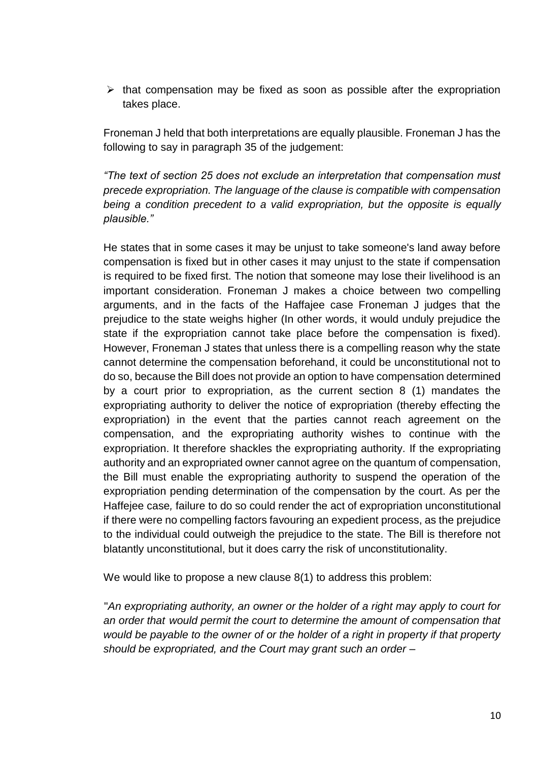- that compensation may be fixed as soon as possible after the expropriation takes place.

Froneman J held that both interpretations are equally plausible. Froneman J has the following to say in paragraph 35 of the judgement:

*"The text of section 25 does not exclude an interpretation that compensation must precede expropriation. The language of the clause is compatible with compensation being a condition precedent to a valid expropriation, but the opposite is equally plausible."*

He states that in some cases it may be unjust to take someone's land away before compensation is fixed but in other cases it may unjust to the state if compensation is required to be fixed first. The notion that someone may lose their livelihood is an important consideration. Froneman J makes a choice between two compelling arguments, and in the facts of the Haffajee case Froneman J judges that the prejudice to the state weighs higher (In other words, it would unduly prejudice the state if the expropriation cannot take place before the compensation is fixed). However, Froneman J states that unless there is a compelling reason why the state cannot determine the compensation beforehand, it could be unconstitutional not to do so, because the Bill does not provide an option to have compensation determined by a court prior to expropriation, as the current section 8 (1) mandates the expropriating authority to deliver the notice of expropriation (thereby effecting the expropriation) in the event that the parties cannot reach agreement on the compensation, and the expropriating authority wishes to continue with the expropriation. It therefore shackles the expropriating authority. If the expropriating authority and an expropriated owner cannot agree on the quantum of compensation, the Bill must enable the expropriating authority to suspend the operation of the expropriation pending determination of the compensation by the court. As per the Haffejee case*,* failure to do so could render the act of expropriation unconstitutional if there were no compelling factors favouring an expedient process, as the prejudice to the individual could outweigh the prejudice to the state. The Bill is therefore not blatantly unconstitutional, but it does carry the risk of unconstitutionality.

We would like to propose a new clause 8(1) to address this problem:

*"An expropriating authority, an owner or the holder of a right may apply to court for an order that would permit the court to determine the amount of compensation that would be payable to the owner of or the holder of a right in property if that property should be expropriated, and the Court may grant such an order –*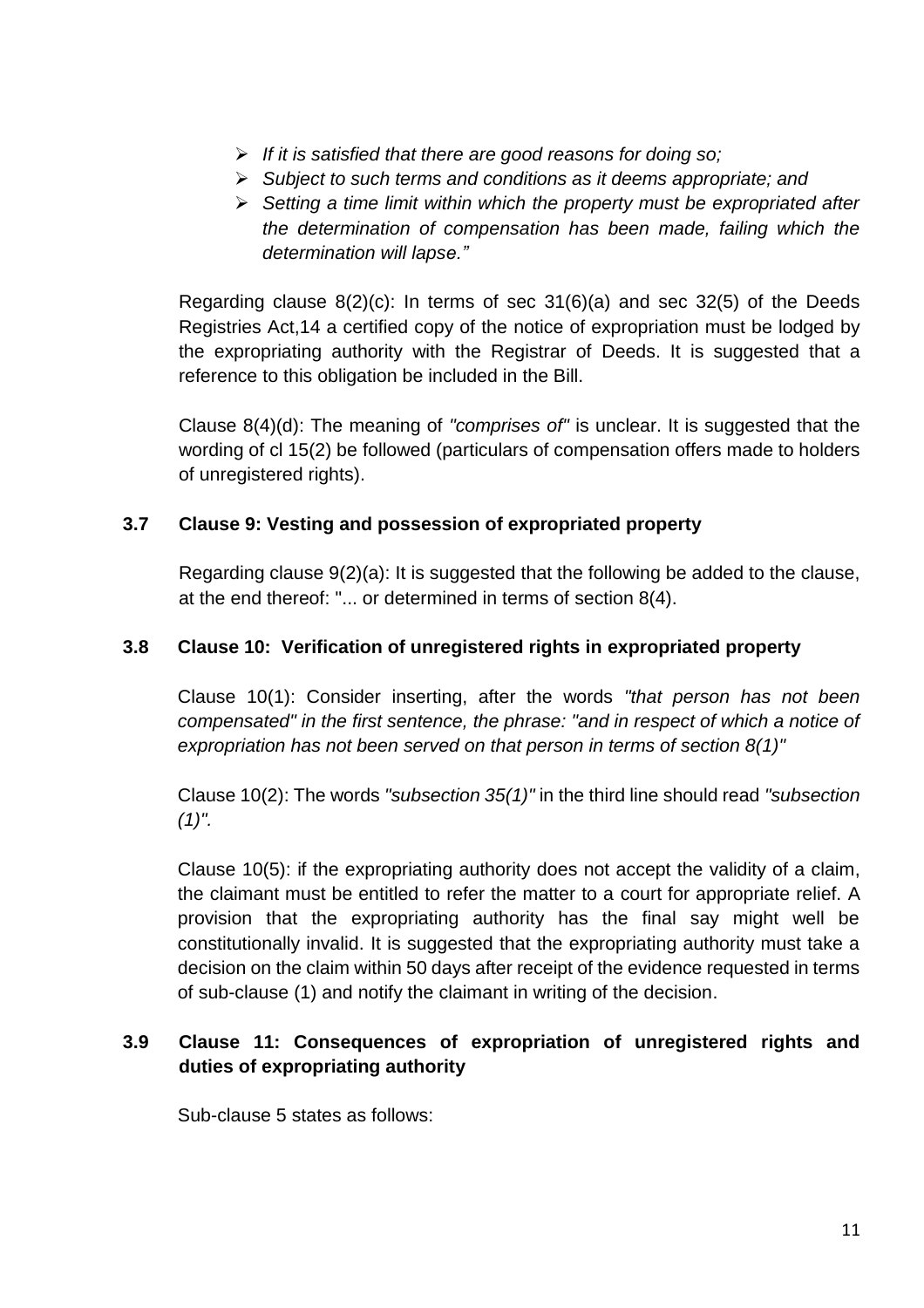- *If it is satisfied that there are good reasons for doing so;*
- *Subject to such terms and conditions as it deems appropriate; and*
- *Setting a time limit within which the property must be expropriated after the determination of compensation has been made, failing which the determination will lapse."*

Regarding clause 8(2)(c): In terms of sec 31(6)(a) and sec 32(5) of the Deeds Registries Act,14 a certified copy of the notice of expropriation must be lodged by the expropriating authority with the Registrar of Deeds. It is suggested that a reference to this obligation be included in the Bill.

Clause 8(4)(d): The meaning of *"comprises of"* is unclear. It is suggested that the wording of cl 15(2) be followed (particulars of compensation offers made to holders of unregistered rights).

### 3.7 Clause 9: Vesting and possession of expropriated property

Regarding clause 9(2)(a): It is suggested that the following be added to the clause, at the end thereof: "... or determined in terms of section 8(4).

### 3.8 Clause 10: Verification of unregistered rights in expropriated property

Clause 10(1): Consider inserting, after the words *"that person has not been compensated" in the first sentence, the phrase: "and in respect of which a notice of expropriation has not been served on that person in terms of section 8(1)"*

Clause 10(2): The words *"subsection 35(1)"* in the third line should read *"subsection (1)".*

Clause 10(5): if the expropriating authority does not accept the validity of a claim, the claimant must be entitled to refer the matter to a court for appropriate relief. A provision that the expropriating authority has the final say might well be constitutionally invalid. It is suggested that the expropriating authority must take a decision on the claim within 50 days after receipt of the evidence requested in terms of sub-clause (1) and notify the claimant in writing of the decision.

### 3.9 Clause 11: Consequences of expropriation of unregistered rights and duties of expropriating authority

Sub-clause 5 states as follows: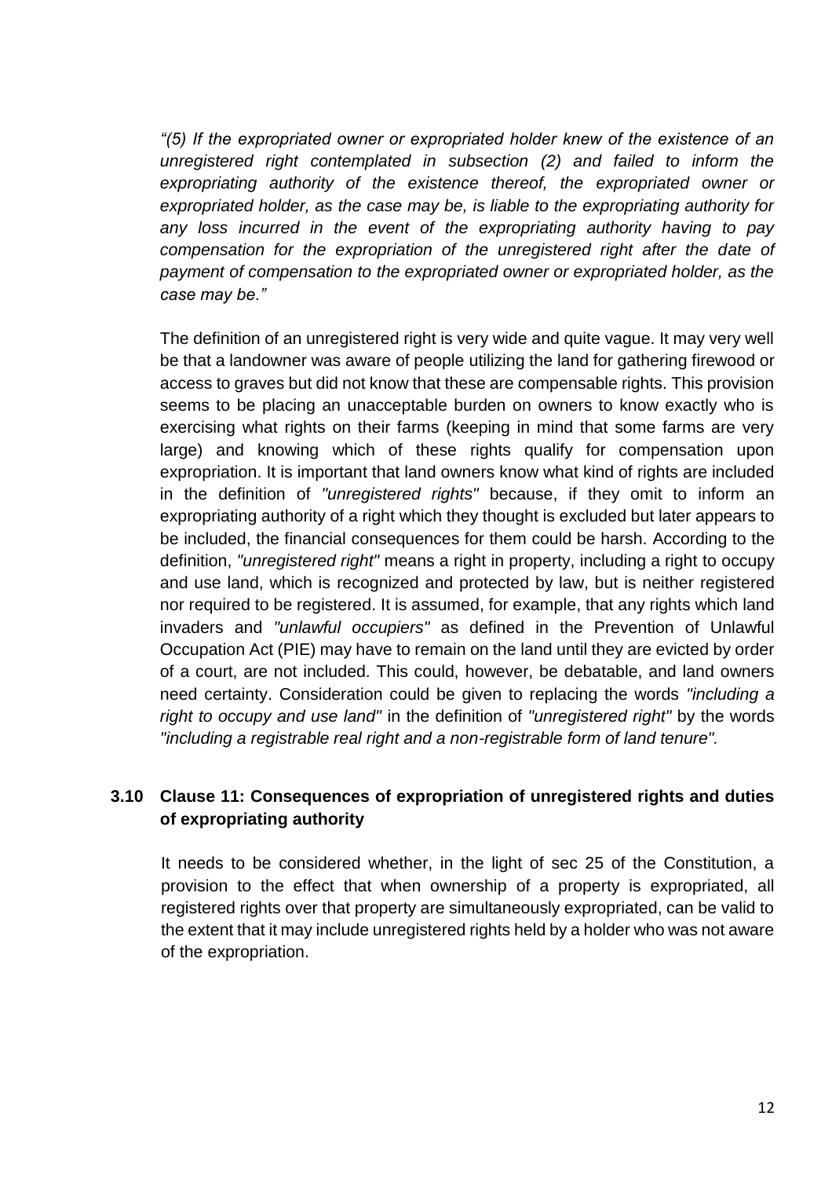*"(5) If the expropriated owner or expropriated holder knew of the existence of an unregistered right contemplated in subsection (2) and failed to inform the expropriating authority of the existence thereof, the expropriated owner or expropriated holder, as the case may be, is liable to the expropriating authority for any loss incurred in the event of the expropriating authority having to pay compensation for the expropriation of the unregistered right after the date of payment of compensation to the expropriated owner or expropriated holder, as the case may be."*

The definition of an unregistered right is very wide and quite vague. It may very well be that a landowner was aware of people utilizing the land for gathering firewood or access to graves but did not know that these are compensable rights. This provision seems to be placing an unacceptable burden on owners to know exactly who is exercising what rights on their farms (keeping in mind that some farms are very large) and knowing which of these rights qualify for compensation upon expropriation. It is important that land owners know what kind of rights are included in the definition of *"unregistered rights"* because, if they omit to inform an expropriating authority of a right which they thought is excluded but later appears to be included, the financial consequences for them could be harsh. According to the definition, *"unregistered right"* means a right in property, including a right to occupy and use land, which is recognized and protected by law, but is neither registered nor required to be registered. It is assumed, for example, that any rights which land invaders and *"unlawful occupiers"* as defined in the Prevention of Unlawful Occupation Act (PIE) may have to remain on the land until they are evicted by order of a court, are not included. This could, however, be debatable, and land owners need certainty. Consideration could be given to replacing the words *"including a right to occupy and use land"* in the definition of *"unregistered right"* by the words *"including a registrable real right and a non-registrable form of land tenure".*

### 3.10 Clause 11: Consequences of expropriation of unregistered rights and duties of expropriating authority

It needs to be considered whether, in the light of sec 25 of the Constitution, a provision to the effect that when ownership of a property is expropriated, all registered rights over that property are simultaneously expropriated, can be valid to the extent that it may include unregistered rights held by a holder who was not aware of the expropriation.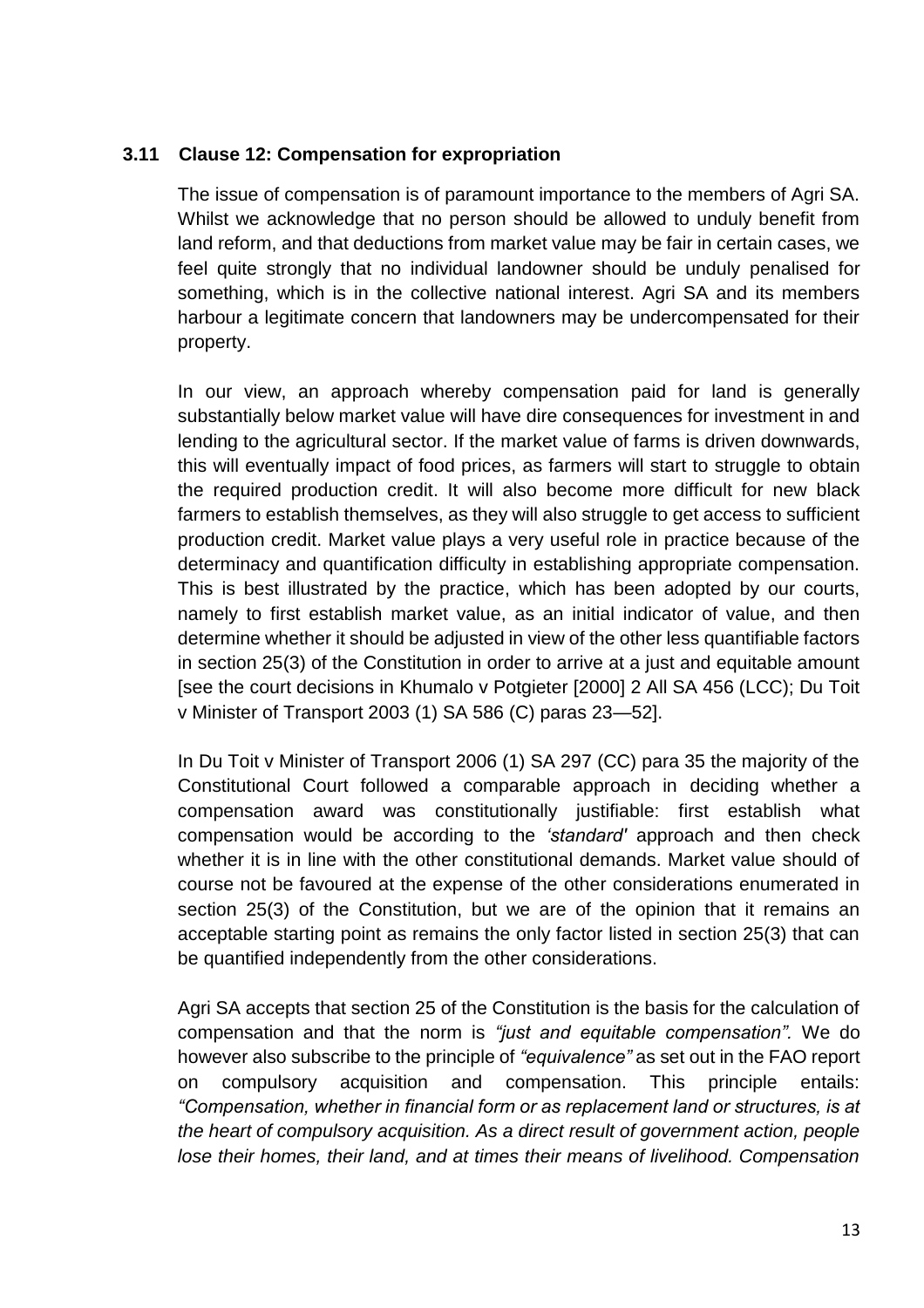### 3.11 Clause 12: Compensation for expropriation

The issue of compensation is of paramount importance to the members of Agri SA. Whilst we acknowledge that no person should be allowed to unduly benefit from land reform, and that deductions from market value may be fair in certain cases, we feel quite strongly that no individual landowner should be unduly penalised for something, which is in the collective national interest. Agri SA and its members harbour a legitimate concern that landowners may be undercompensated for their property.

In our view, an approach whereby compensation paid for land is generally substantially below market value will have dire consequences for investment in and lending to the agricultural sector. If the market value of farms is driven downwards, this will eventually impact of food prices, as farmers will start to struggle to obtain the required production credit. It will also become more difficult for new black farmers to establish themselves, as they will also struggle to get access to sufficient production credit. Market value plays a very useful role in practice because of the determinacy and quantification difficulty in establishing appropriate compensation. This is best illustrated by the practice, which has been adopted by our courts, namely to first establish market value, as an initial indicator of value, and then determine whether it should be adjusted in view of the other less quantifiable factors in section 25(3) of the Constitution in order to arrive at a just and equitable amount [see the court decisions in Khumalo v Potgieter [2000] 2 All SA 456 (LCC); Du Toit v Minister of Transport 2003 (1) SA 586 (C) paras 23—52].

In Du Toit v Minister of Transport 2006 (1) SA 297 (CC) para 35 the majority of the Constitutional Court followed a comparable approach in deciding whether a compensation award was constitutionally justifiable: first establish what compensation would be according to the *'standard'* approach and then check whether it is in line with the other constitutional demands. Market value should of course not be favoured at the expense of the other considerations enumerated in section 25(3) of the Constitution, but we are of the opinion that it remains an acceptable starting point as remains the only factor listed in section 25(3) that can be quantified independently from the other considerations.

Agri SA accepts that section 25 of the Constitution is the basis for the calculation of compensation and that the norm is *"just and equitable compensation"*. We do however also subscribe to the principle of *"equivalence"* as set out in the FAO report on compulsory acquisition and compensation. This principle entails: *"Compensation, whether in financial form or as replacement land or structures, is at the heart of compulsory acquisition. As a direct result of government action, people lose their homes, their land, and at times their means of livelihood. Compensation*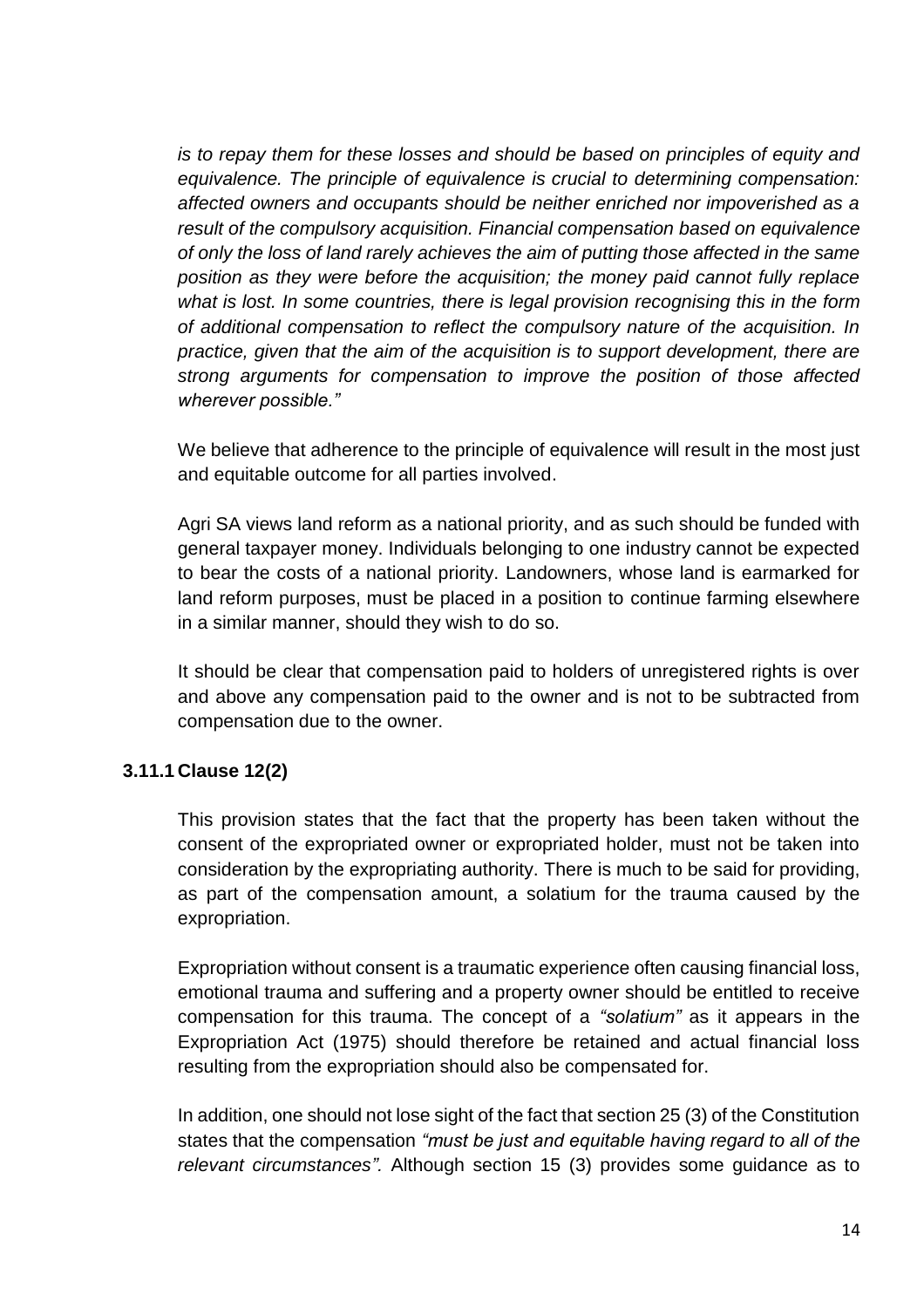*is to repay them for these losses and should be based on principles of equity and equivalence. The principle of equivalence is crucial to determining compensation: affected owners and occupants should be neither enriched nor impoverished as a result of the compulsory acquisition. Financial compensation based on equivalence of only the loss of land rarely achieves the aim of putting those affected in the same position as they were before the acquisition; the money paid cannot fully replace what is lost. In some countries, there is legal provision recognising this in the form of additional compensation to reflect the compulsory nature of the acquisition. In practice, given that the aim of the acquisition is to support development, there are strong arguments for compensation to improve the position of those affected wherever possible."*

We believe that adherence to the principle of equivalence will result in the most just and equitable outcome for all parties involved.

Agri SA views land reform as a national priority, and as such should be funded with general taxpayer money. Individuals belonging to one industry cannot be expected to bear the costs of a national priority. Landowners, whose land is earmarked for land reform purposes, must be placed in a position to continue farming elsewhere in a similar manner, should they wish to do so.

It should be clear that compensation paid to holders of unregistered rights is over and above any compensation paid to the owner and is not to be subtracted from compensation due to the owner.

### 3.11.1 Clause 12(2)

This provision states that the fact that the property has been taken without the consent of the expropriated owner or expropriated holder, must not be taken into consideration by the expropriating authority. There is much to be said for providing, as part of the compensation amount, a solatium for the trauma caused by the expropriation.

Expropriation without consent is a traumatic experience often causing financial loss, emotional trauma and suffering and a property owner should be entitled to receive compensation for this trauma. The concept of a *"solatium"* as it appears in the Expropriation Act (1975) should therefore be retained and actual financial loss resulting from the expropriation should also be compensated for.

In addition, one should not lose sight of the fact that section 25 (3) of the Constitution states that the compensation *"must be just and equitable having regard to all of the relevant circumstances".* Although section 15 (3) provides some guidance as to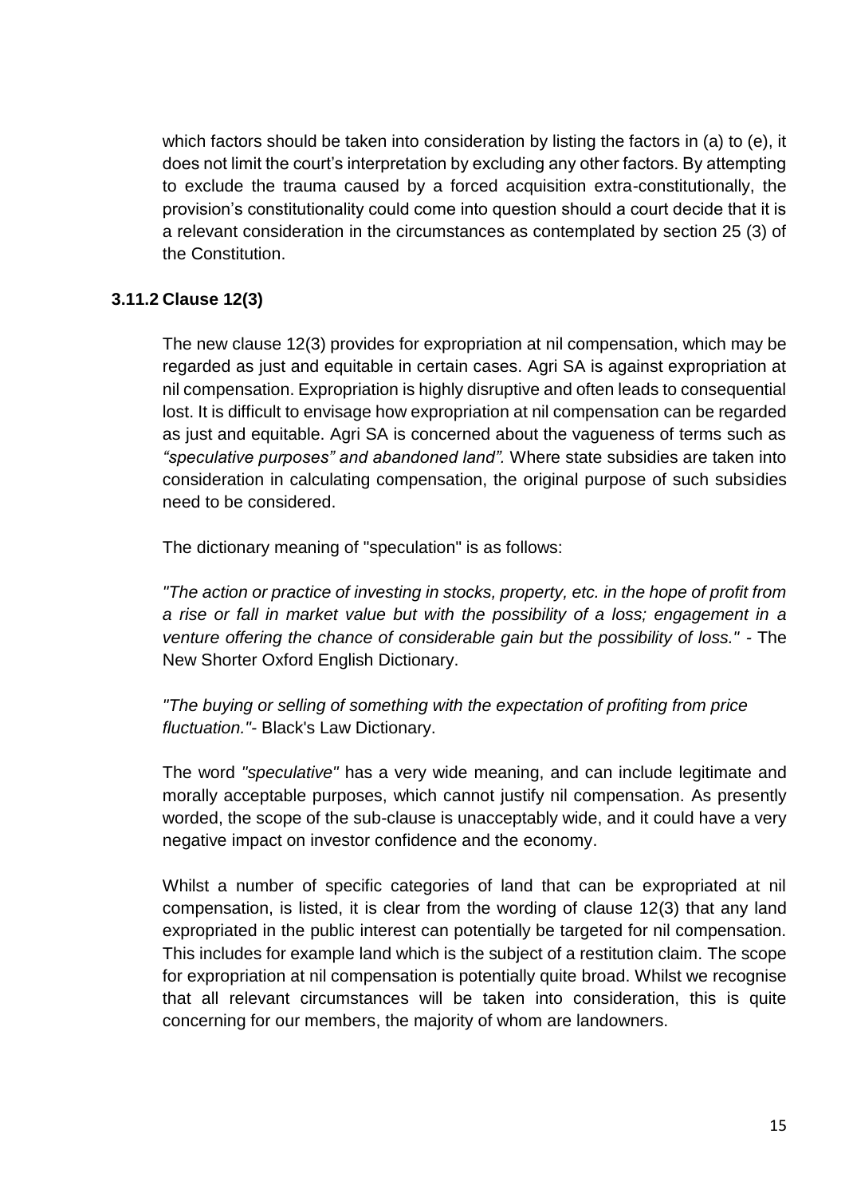which factors should be taken into consideration by listing the factors in (a) to (e), it does not limit the court's interpretation by excluding any other factors. By attempting to exclude the trauma caused by a forced acquisition extra-constitutionally, the provision's constitutionality could come into question should a court decide that it is a relevant consideration in the circumstances as contemplated by section 25 (3) of the Constitution.

### 3.11.2 Clause 12(3)

The new clause 12(3) provides for expropriation at nil compensation, which may be regarded as just and equitable in certain cases. Agri SA is against expropriation at nil compensation. Expropriation is highly disruptive and often leads to consequential lost. It is difficult to envisage how expropriation at nil compensation can be regarded as just and equitable. Agri SA is concerned about the vagueness of terms such as *"speculative purposes" and abandoned land".* Where state subsidies are taken into consideration in calculating compensation, the original purpose of such subsidies need to be considered.

The dictionary meaning of "speculation" is as follows:

*"The action or practice of investing in stocks, property, etc. in the hope of profit from a rise or fall in market value but with the possibility of a loss; engagement in a venture offering the chance of considerable gain but the possibility of loss." -* The New Shorter Oxford English Dictionary.

*"The buying or selling of something with the expectation of profiting from price fluctuation."*- Black's Law Dictionary.

The word *"speculative"* has a very wide meaning, and can include legitimate and morally acceptable purposes, which cannot justify nil compensation. As presently worded, the scope of the sub-clause is unacceptably wide, and it could have a very negative impact on investor confidence and the economy.

Whilst a number of specific categories of land that can be expropriated at nil compensation, is listed, it is clear from the wording of clause 12(3) that any land expropriated in the public interest can potentially be targeted for nil compensation. This includes for example land which is the subject of a restitution claim. The scope for expropriation at nil compensation is potentially quite broad. Whilst we recognise that all relevant circumstances will be taken into consideration, this is quite concerning for our members, the majority of whom are landowners.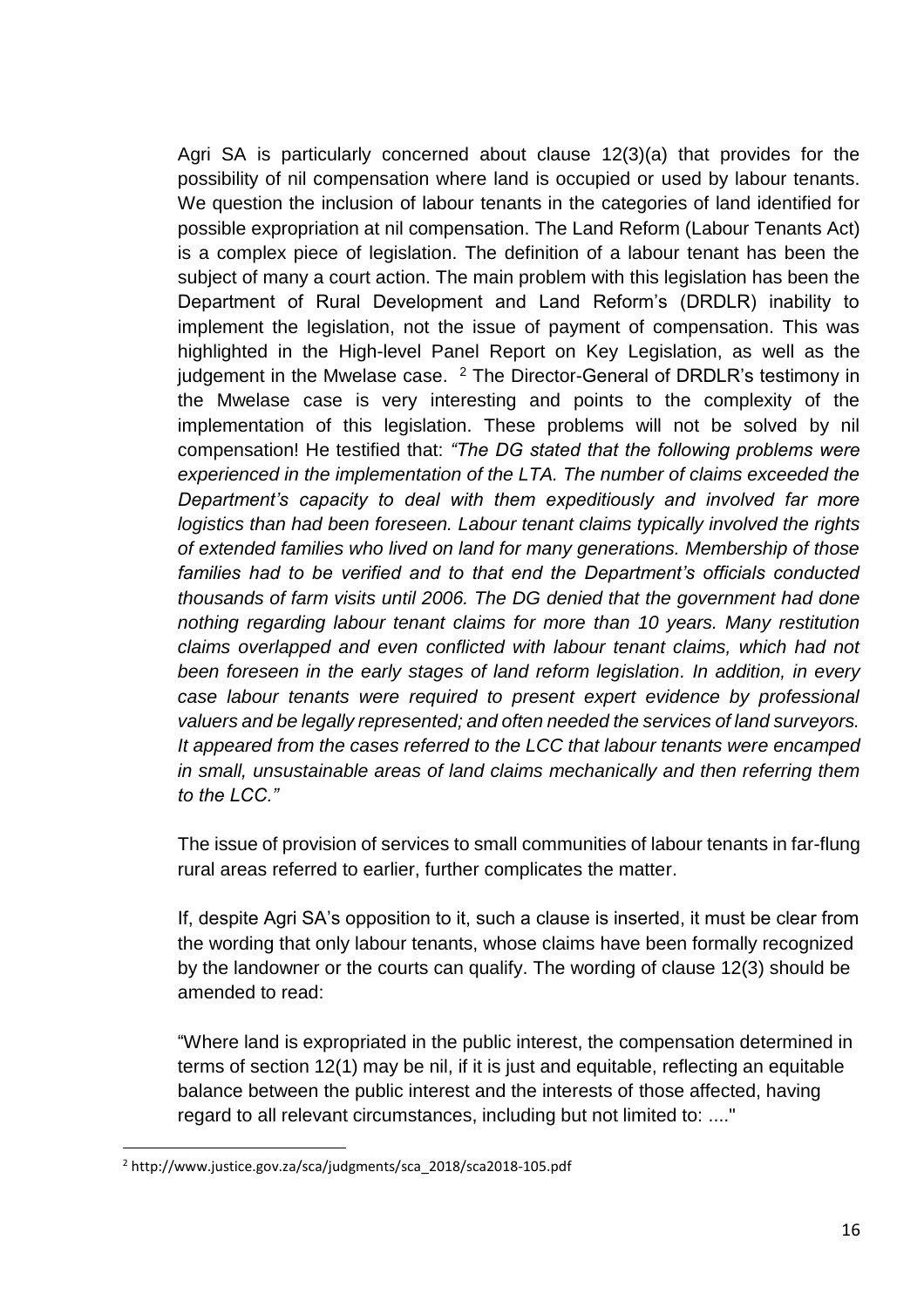Agri SA is particularly concerned about clause 12(3)(a) that provides for the possibility of nil compensation where land is occupied or used by labour tenants. We question the inclusion of labour tenants in the categories of land identified for possible expropriation at nil compensation. The Land Reform (Labour Tenants Act) is a complex piece of legislation. The definition of a labour tenant has been the subject of many a court action. The main problem with this legislation has been the Department of Rural Development and Land Reform's (DRDLR) inability to implement the legislation, not the issue of payment of compensation. This was highlighted in the High-level Panel Report on Key Legislation, as well as the judgement in the Mwelase case. [2] The Director-General of DRDLR's testimony in the Mwelase case is very interesting and points to the complexity of the implementation of this legislation. These problems will not be solved by nil compensation! He testified that: *"The DG stated that the following problems were experienced in the implementation of the LTA. The number of claims exceeded the Department's capacity to deal with them expeditiously and involved far more logistics than had been foreseen. Labour tenant claims typically involved the rights of extended families who lived on land for many generations. Membership of those families had to be verified and to that end the Department's officials conducted thousands of farm visits until 2006. The DG denied that the government had done nothing regarding labour tenant claims for more than 10 years. Many restitution claims overlapped and even conflicted with labour tenant claims, which had not been foreseen in the early stages of land reform legislation. In addition, in every case labour tenants were required to present expert evidence by professional valuers and be legally represented; and often needed the services of land surveyors. It appeared from the cases referred to the LCC that labour tenants were encamped in small, unsustainable areas of land claims mechanically and then referring them to the LCC."*

The issue of provision of services to small communities of labour tenants in far-flung rural areas referred to earlier, further complicates the matter.

If, despite Agri SA's opposition to it, such a clause is inserted, it must be clear from the wording that only labour tenants, whose claims have been formally recognized by the landowner or the courts can qualify. The wording of clause 12(3) should be amended to read:

"Where land is expropriated in the public interest, the compensation determined in terms of section 12(1) may be nil, if it is just and equitable, reflecting an equitable balance between the public interest and the interests of those affected, having regard to all relevant circumstances, including but not limited to: ...."

---

[2] http://www.justice.gov.za/sca/judgments/sca_2018/sca2018-105.pdf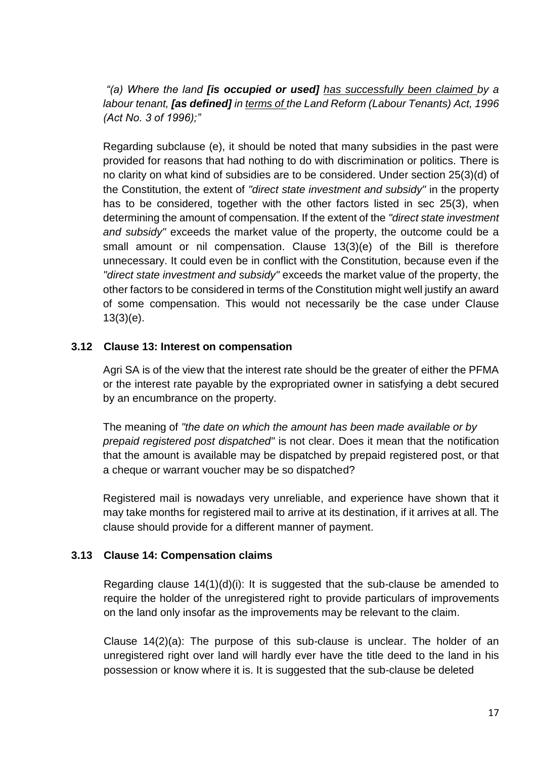*"(a) Where the land **[is occupied or used]** <u>has successfully been claimed</u> by a labour tenant, **[as defined]** in <u>terms of</u> the Land Reform (Labour Tenants) Act, 1996 (Act No. 3 of 1996);"*

Regarding subclause (e), it should be noted that many subsidies in the past were provided for reasons that had nothing to do with discrimination or politics. There is no clarity on what kind of subsidies are to be considered. Under section 25(3)(d) of the Constitution, the extent of *"direct state investment and subsidy"* in the property has to be considered, together with the other factors listed in sec 25(3), when determining the amount of compensation. If the extent of the *"direct state investment and subsidy"* exceeds the market value of the property, the outcome could be a small amount or nil compensation. Clause 13(3)(e) of the Bill is therefore unnecessary. It could even be in conflict with the Constitution, because even if the *"direct state investment and subsidy"* exceeds the market value of the property, the other factors to be considered in terms of the Constitution might well justify an award of some compensation. This would not necessarily be the case under Clause 13(3)(e).

### 3.12 Clause 13: Interest on compensation

Agri SA is of the view that the interest rate should be the greater of either the PFMA or the interest rate payable by the expropriated owner in satisfying a debt secured by an encumbrance on the property.

The meaning of *"the date on which the amount has been made available or by prepaid registered post dispatched"* is not clear. Does it mean that the notification that the amount is available may be dispatched by prepaid registered post, or that a cheque or warrant voucher may be so dispatched?

Registered mail is nowadays very unreliable, and experience have shown that it may take months for registered mail to arrive at its destination, if it arrives at all. The clause should provide for a different manner of payment.

### 3.13 Clause 14: Compensation claims

Regarding clause 14(1)(d)(i): It is suggested that the sub-clause be amended to require the holder of the unregistered right to provide particulars of improvements on the land only insofar as the improvements may be relevant to the claim.

Clause 14(2)(a): The purpose of this sub-clause is unclear. The holder of an unregistered right over land will hardly ever have the title deed to the land in his possession or know where it is. It is suggested that the sub-clause be deleted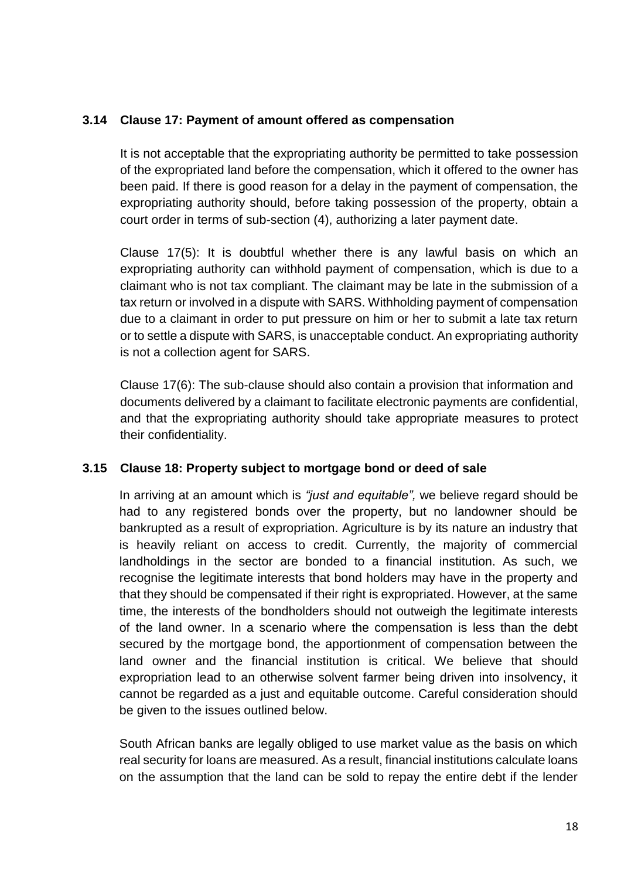### 3.14 Clause 17: Payment of amount offered as compensation

It is not acceptable that the expropriating authority be permitted to take possession of the expropriated land before the compensation, which it offered to the owner has been paid. If there is good reason for a delay in the payment of compensation, the expropriating authority should, before taking possession of the property, obtain a court order in terms of sub-section (4), authorizing a later payment date.

Clause 17(5): It is doubtful whether there is any lawful basis on which an expropriating authority can withhold payment of compensation, which is due to a claimant who is not tax compliant. The claimant may be late in the submission of a tax return or involved in a dispute with SARS. Withholding payment of compensation due to a claimant in order to put pressure on him or her to submit a late tax return or to settle a dispute with SARS, is unacceptable conduct. An expropriating authority is not a collection agent for SARS.

Clause 17(6): The sub-clause should also contain a provision that information and documents delivered by a claimant to facilitate electronic payments are confidential, and that the expropriating authority should take appropriate measures to protect their confidentiality.

### 3.15 Clause 18: Property subject to mortgage bond or deed of sale

In arriving at an amount which is *"just and equitable",* we believe regard should be had to any registered bonds over the property, but no landowner should be bankrupted as a result of expropriation. Agriculture is by its nature an industry that is heavily reliant on access to credit. Currently, the majority of commercial landholdings in the sector are bonded to a financial institution. As such, we recognise the legitimate interests that bond holders may have in the property and that they should be compensated if their right is expropriated. However, at the same time, the interests of the bondholders should not outweigh the legitimate interests of the land owner. In a scenario where the compensation is less than the debt secured by the mortgage bond, the apportionment of compensation between the land owner and the financial institution is critical. We believe that should expropriation lead to an otherwise solvent farmer being driven into insolvency, it cannot be regarded as a just and equitable outcome. Careful consideration should be given to the issues outlined below.

South African banks are legally obliged to use market value as the basis on which real security for loans are measured. As a result, financial institutions calculate loans on the assumption that the land can be sold to repay the entire debt if the lender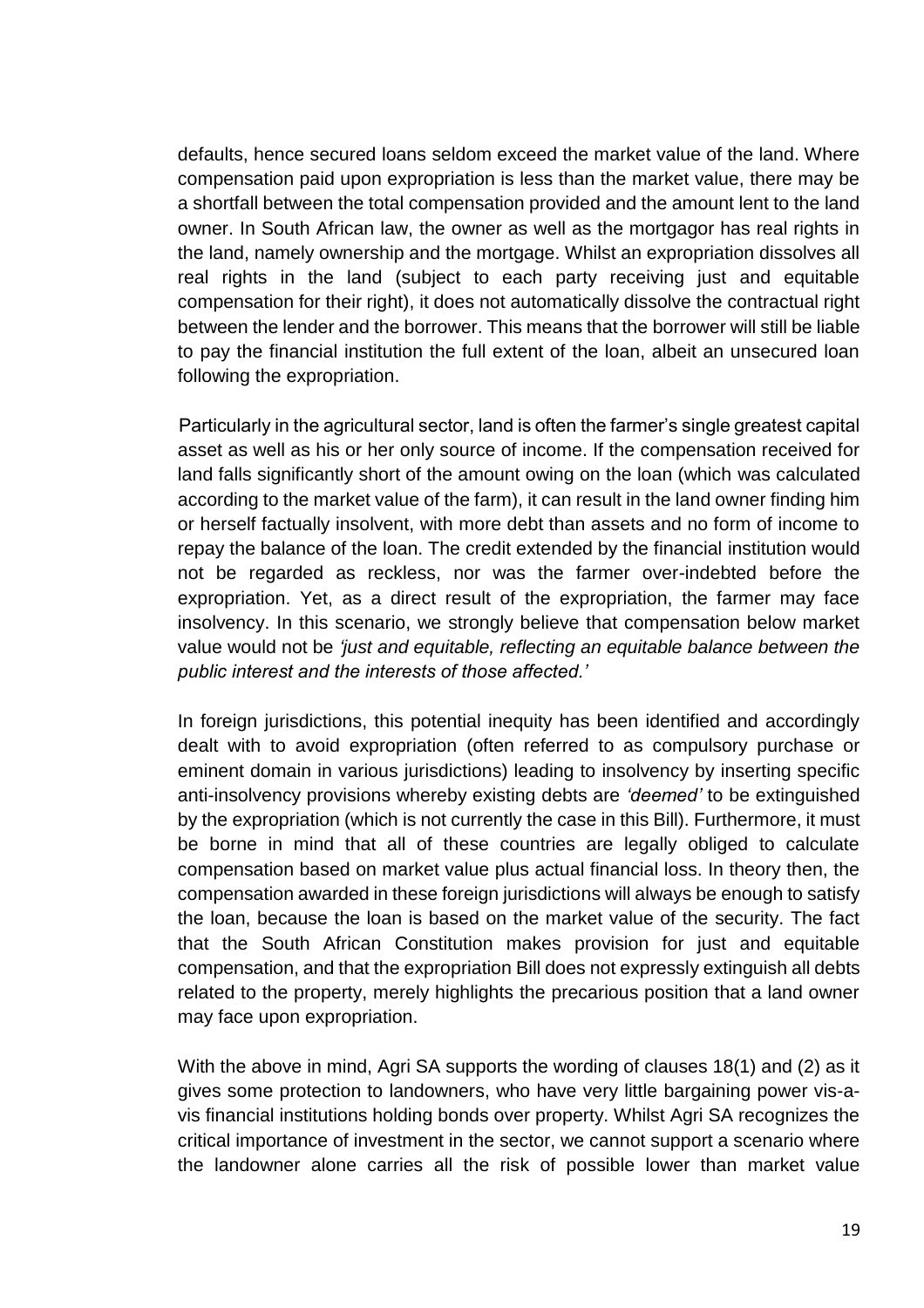defaults, hence secured loans seldom exceed the market value of the land. Where compensation paid upon expropriation is less than the market value, there may be a shortfall between the total compensation provided and the amount lent to the land owner. In South African law, the owner as well as the mortgagor has real rights in the land, namely ownership and the mortgage. Whilst an expropriation dissolves all real rights in the land (subject to each party receiving just and equitable compensation for their right), it does not automatically dissolve the contractual right between the lender and the borrower. This means that the borrower will still be liable to pay the financial institution the full extent of the loan, albeit an unsecured loan following the expropriation.

Particularly in the agricultural sector, land is often the farmer's single greatest capital asset as well as his or her only source of income. If the compensation received for land falls significantly short of the amount owing on the loan (which was calculated according to the market value of the farm), it can result in the land owner finding him or herself factually insolvent, with more debt than assets and no form of income to repay the balance of the loan. The credit extended by the financial institution would not be regarded as reckless, nor was the farmer over-indebted before the expropriation. Yet, as a direct result of the expropriation, the farmer may face insolvency. In this scenario, we strongly believe that compensation below market value would not be *'just and equitable, reflecting an equitable balance between the public interest and the interests of those affected.'*

In foreign jurisdictions, this potential inequity has been identified and accordingly dealt with to avoid expropriation (often referred to as compulsory purchase or eminent domain in various jurisdictions) leading to insolvency by inserting specific anti-insolvency provisions whereby existing debts are *'deemed'* to be extinguished by the expropriation (which is not currently the case in this Bill). Furthermore, it must be borne in mind that all of these countries are legally obliged to calculate compensation based on market value plus actual financial loss. In theory then, the compensation awarded in these foreign jurisdictions will always be enough to satisfy the loan, because the loan is based on the market value of the security. The fact that the South African Constitution makes provision for just and equitable compensation, and that the expropriation Bill does not expressly extinguish all debts related to the property, merely highlights the precarious position that a land owner may face upon expropriation.

With the above in mind, Agri SA supports the wording of clauses 18(1) and (2) as it gives some protection to landowners, who have very little bargaining power vis-a-vis financial institutions holding bonds over property. Whilst Agri SA recognizes the critical importance of investment in the sector, we cannot support a scenario where the landowner alone carries all the risk of possible lower than market value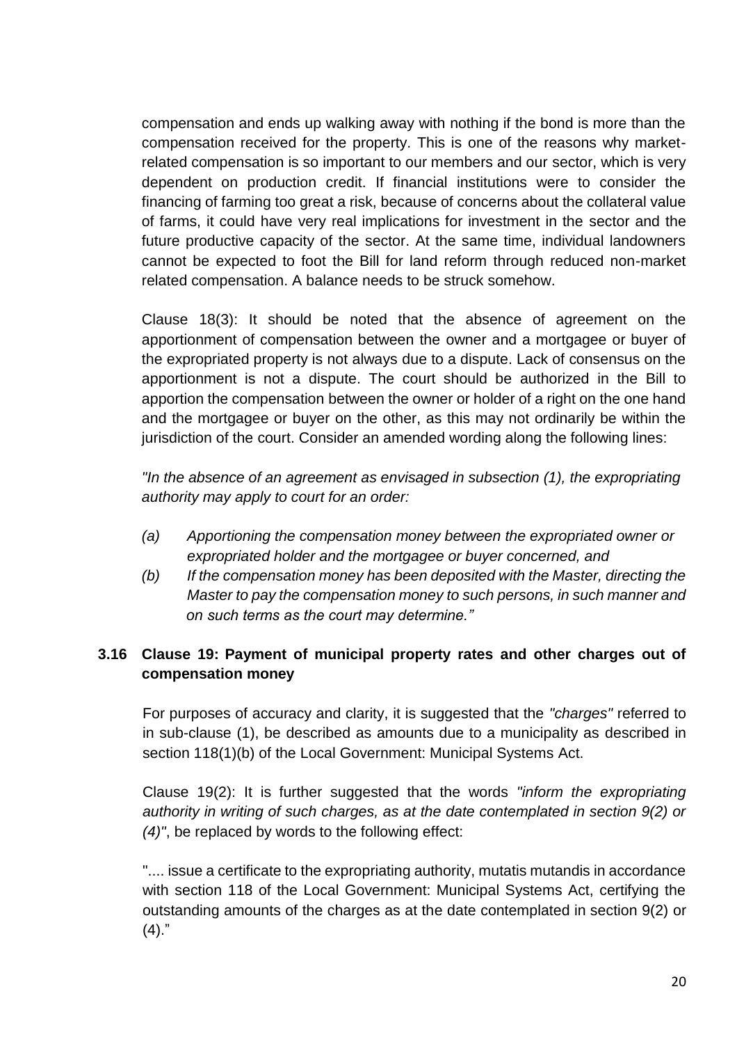compensation and ends up walking away with nothing if the bond is more than the compensation received for the property. This is one of the reasons why market-related compensation is so important to our members and our sector, which is very dependent on production credit. If financial institutions were to consider the financing of farming too great a risk, because of concerns about the collateral value of farms, it could have very real implications for investment in the sector and the future productive capacity of the sector. At the same time, individual landowners cannot be expected to foot the Bill for land reform through reduced non-market related compensation. A balance needs to be struck somehow.

Clause 18(3): It should be noted that the absence of agreement on the apportionment of compensation between the owner and a mortgagee or buyer of the expropriated property is not always due to a dispute. Lack of consensus on the apportionment is not a dispute. The court should be authorized in the Bill to apportion the compensation between the owner or holder of a right on the one hand and the mortgagee or buyer on the other, as this may not ordinarily be within the jurisdiction of the court. Consider an amended wording along the following lines:

*"In the absence of an agreement as envisaged in subsection (1), the expropriating authority may apply to court for an order:*

- *(a) Apportioning the compensation money between the expropriated owner or expropriated holder and the mortgagee or buyer concerned, and*
- *(b) If the compensation money has been deposited with the Master, directing the Master to pay the compensation money to such persons, in such manner and on such terms as the court may determine."*

### 3.16 Clause 19: Payment of municipal property rates and other charges out of compensation money

For purposes of accuracy and clarity, it is suggested that the *"charges"* referred to in sub-clause (1), be described as amounts due to a municipality as described in section 118(1)(b) of the Local Government: Municipal Systems Act.

Clause 19(2): It is further suggested that the words *"inform the expropriating authority in writing of such charges, as at the date contemplated in section 9(2) or (4)"*, be replaced by words to the following effect:

".... issue a certificate to the expropriating authority, mutatis mutandis in accordance with section 118 of the Local Government: Municipal Systems Act, certifying the outstanding amounts of the charges as at the date contemplated in section 9(2) or (4)."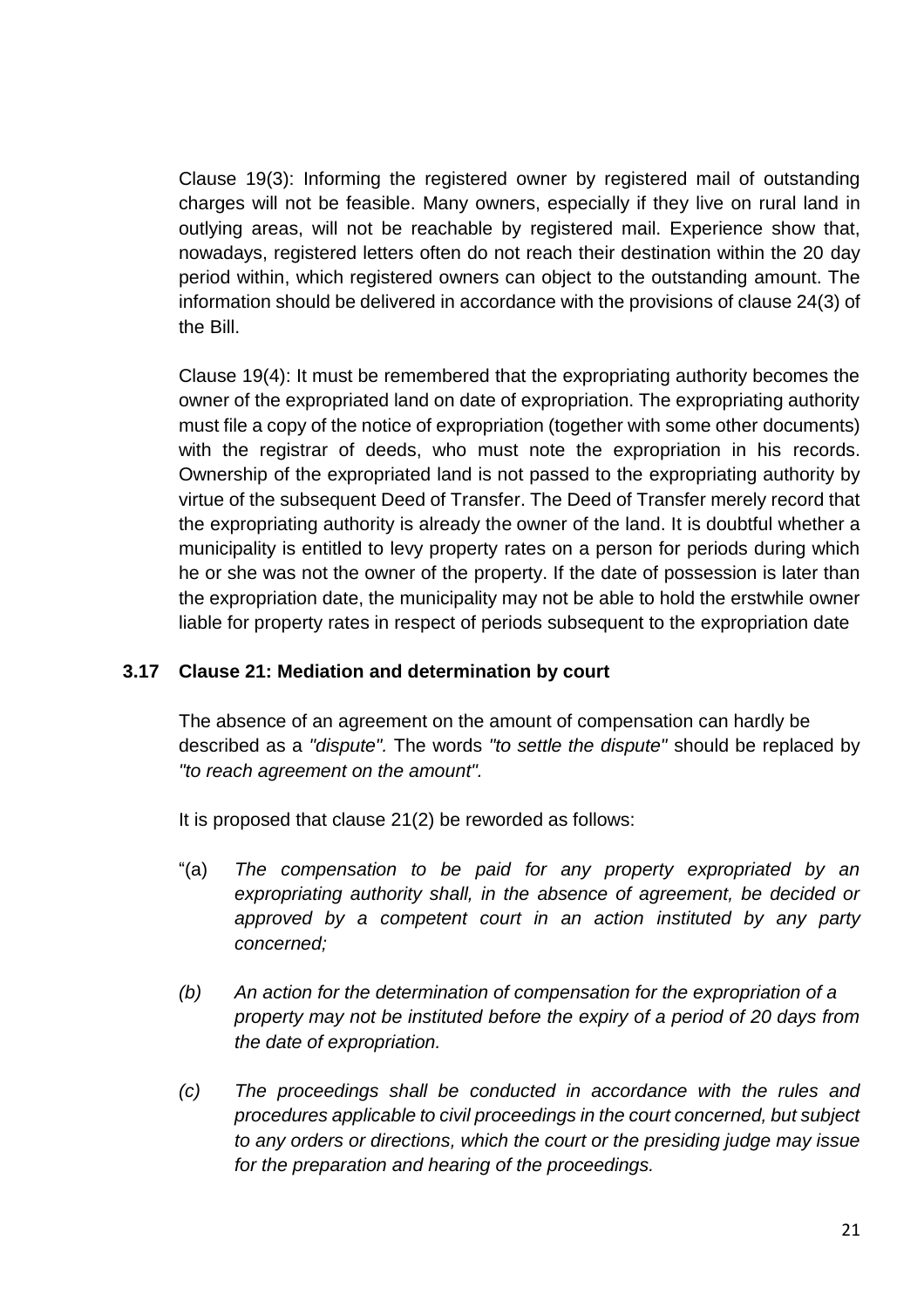Clause 19(3): Informing the registered owner by registered mail of outstanding charges will not be feasible. Many owners, especially if they live on rural land in outlying areas, will not be reachable by registered mail. Experience show that, nowadays, registered letters often do not reach their destination within the 20 day period within, which registered owners can object to the outstanding amount. The information should be delivered in accordance with the provisions of clause 24(3) of the Bill.

Clause 19(4): It must be remembered that the expropriating authority becomes the owner of the expropriated land on date of expropriation. The expropriating authority must file a copy of the notice of expropriation (together with some other documents) with the registrar of deeds, who must note the expropriation in his records. Ownership of the expropriated land is not passed to the expropriating authority by virtue of the subsequent Deed of Transfer. The Deed of Transfer merely record that the expropriating authority is already the owner of the land. It is doubtful whether a municipality is entitled to levy property rates on a person for periods during which he or she was not the owner of the property. If the date of possession is later than the expropriation date, the municipality may not be able to hold the erstwhile owner liable for property rates in respect of periods subsequent to the expropriation date

### 3.17 Clause 21: Mediation and determination by court

The absence of an agreement on the amount of compensation can hardly be described as a *"dispute"*. The words *"to settle the dispute"* should be replaced by *"to reach agreement on the amount"*.

It is proposed that clause 21(2) be reworded as follows:

"(a) *The compensation to be paid for any property expropriated by an expropriating authority shall, in the absence of agreement, be decided or approved by a competent court in an action instituted by any party concerned;*

*(b) An action for the determination of compensation for the expropriation of a property may not be instituted before the expiry of a period of 20 days from the date of expropriation.*

*(c) The proceedings shall be conducted in accordance with the rules and procedures applicable to civil proceedings in the court concerned, but subject to any orders or directions, which the court or the presiding judge may issue for the preparation and hearing of the proceedings.*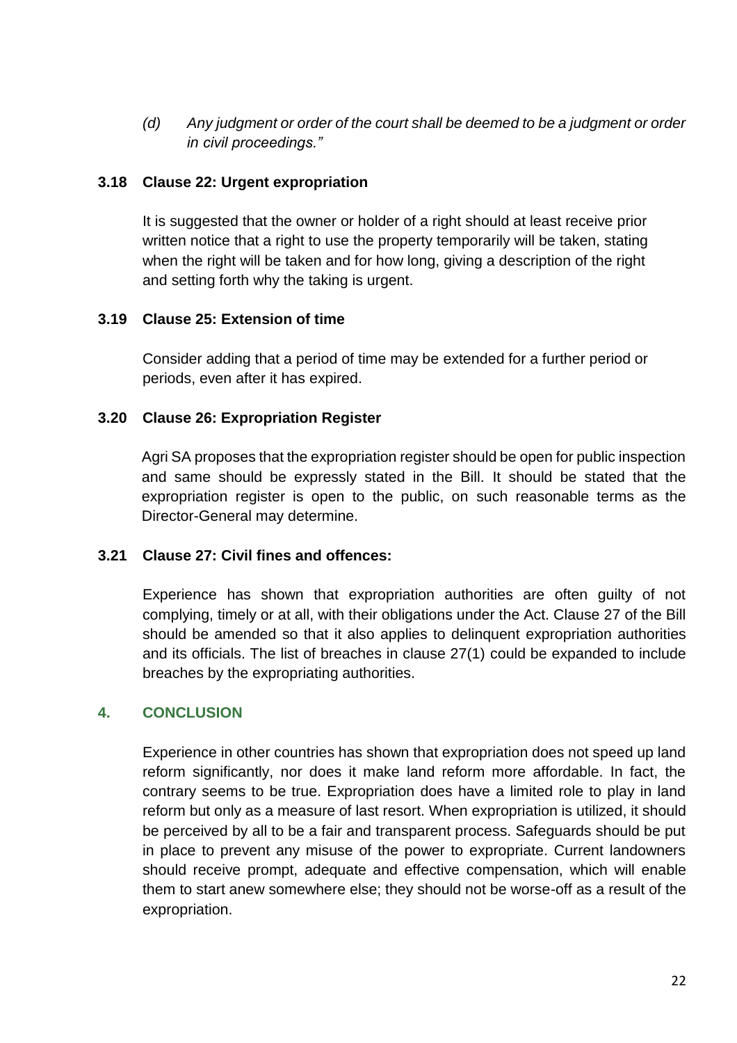> *(d) Any judgment or order of the court shall be deemed to be a judgment or order in civil proceedings."*

### 3.18 Clause 22: Urgent expropriation

It is suggested that the owner or holder of a right should at least receive prior written notice that a right to use the property temporarily will be taken, stating when the right will be taken and for how long, giving a description of the right and setting forth why the taking is urgent.

### 3.19 Clause 25: Extension of time

Consider adding that a period of time may be extended for a further period or periods, even after it has expired.

### 3.20 Clause 26: Expropriation Register

Agri SA proposes that the expropriation register should be open for public inspection and same should be expressly stated in the Bill. It should be stated that the expropriation register is open to the public, on such reasonable terms as the Director-General may determine.

### 3.21 Clause 27: Civil fines and offences:

Experience has shown that expropriation authorities are often guilty of not complying, timely or at all, with their obligations under the Act. Clause 27 of the Bill should be amended so that it also applies to delinquent expropriation authorities and its officials. The list of breaches in clause 27(1) could be expanded to include breaches by the expropriating authorities.

## 4. CONCLUSION

Experience in other countries has shown that expropriation does not speed up land reform significantly, nor does it make land reform more affordable. In fact, the contrary seems to be true. Expropriation does have a limited role to play in land reform but only as a measure of last resort. When expropriation is utilized, it should be perceived by all to be a fair and transparent process. Safeguards should be put in place to prevent any misuse of the power to expropriate. Current landowners should receive prompt, adequate and effective compensation, which will enable them to start anew somewhere else; they should not be worse-off as a result of the expropriation.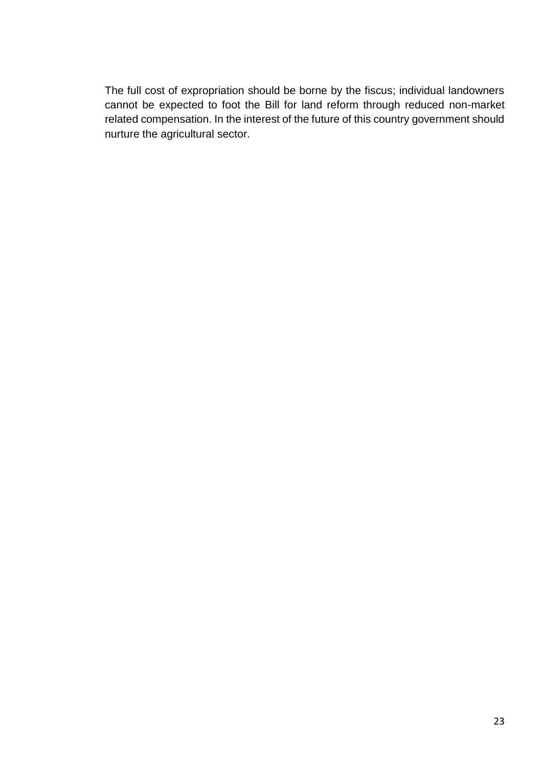The full cost of expropriation should be borne by the fiscus; individual landowners cannot be expected to foot the Bill for land reform through reduced non-market related compensation. In the interest of the future of this country government should nurture the agricultural sector.